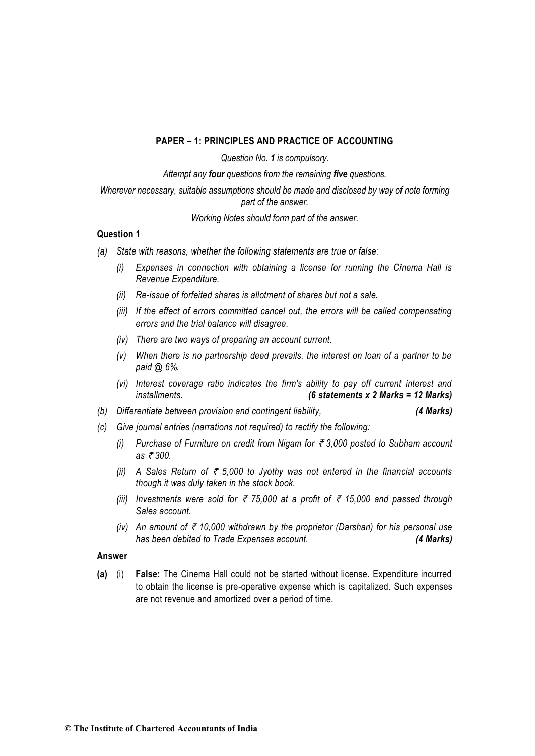## PAPER – 1: PRINCIPLES AND PRACTICE OF ACCOUNTING

*Question No. **1** is compulsory.*

*Attempt any **four** questions from the remaining **five** questions.*

*Wherever necessary, suitable assumptions should be made and disclosed by way of note forming part of the answer.*

*Working Notes should form part of the answer.*

### Question 1

*(a) State with reasons, whether the following statements are true or false:*

*(i) Expenses in connection with obtaining a license for running the Cinema Hall is Revenue Expenditure.*

*(ii) Re-issue of forfeited shares is allotment of shares but not a sale.*

*(iii) If the effect of errors committed cancel out, the errors will be called compensating errors and the trial balance will disagree.*

*(iv) There are two ways of preparing an account current.*

*(v) When there is no partnership deed prevails, the interest on loan of a partner to be paid @ 6%.*

*(vi) Interest coverage ratio indicates the firm's ability to pay off current interest and installments.* ***(6 statements x 2 Marks = 12 Marks)***

*(b) Differentiate between provision and contingent liability,* ***(4 Marks)***

*(c) Give journal entries (narrations not required) to rectify the following:*

*(i) Purchase of Furniture on credit from Nigam for ₹ 3,000 posted to Subham account as ₹ 300.*

*(ii) A Sales Return of ₹ 5,000 to Jyothy was not entered in the financial accounts though it was duly taken in the stock book.*

*(iii) Investments were sold for ₹ 75,000 at a profit of ₹ 15,000 and passed through Sales account.*

*(iv) An amount of ₹ 10,000 withdrawn by the proprietor (Darshan) for his personal use has been debited to Trade Expenses account.* ***(4 Marks)***

### Answer

**(a)** (i) **False:** The Cinema Hall could not be started without license. Expenditure incurred to obtain the license is pre-operative expense which is capitalized. Such expenses are not revenue and amortized over a period of time.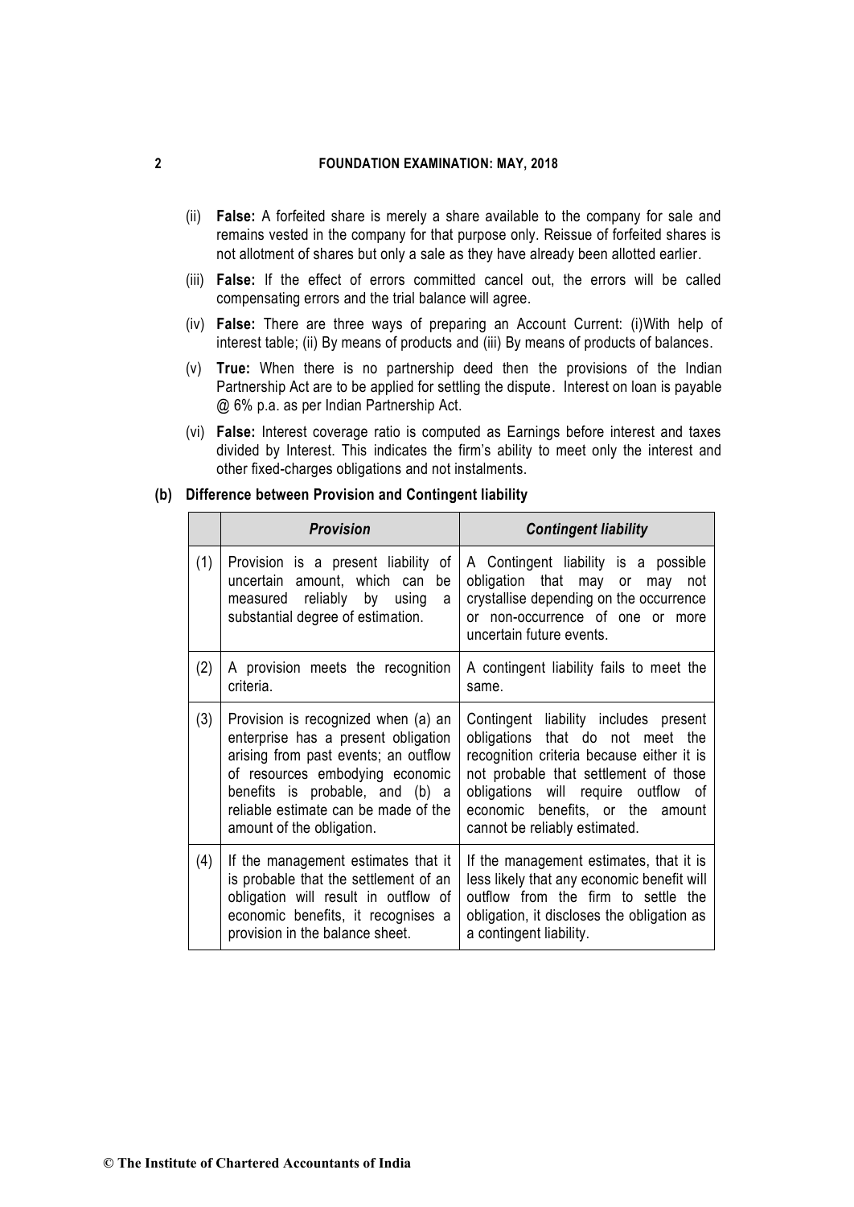(ii) **False:** A forfeited share is merely a share available to the company for sale and remains vested in the company for that purpose only. Reissue of forfeited shares is not allotment of shares but only a sale as they have already been allotted earlier.

(iii) **False:** If the effect of errors committed cancel out, the errors will be called compensating errors and the trial balance will agree.

(iv) **False:** There are three ways of preparing an Account Current: (i)With help of interest table; (ii) By means of products and (iii) By means of products of balances.

(v) **True:** When there is no partnership deed then the provisions of the Indian Partnership Act are to be applied for settling the dispute. Interest on loan is payable @ 6% p.a. as per Indian Partnership Act.

(vi) **False:** Interest coverage ratio is computed as Earnings before interest and taxes divided by Interest. This indicates the firm's ability to meet only the interest and other fixed-charges obligations and not instalments.

**(b) Difference between Provision and Contingent liability**

| | ***Provision*** | ***Contingent liability*** |
|---|---|---|
| (1) | Provision is a present liability of uncertain amount, which can be measured reliably by using a substantial degree of estimation. | A Contingent liability is a possible obligation that may or may not crystallise depending on the occurrence or non-occurrence of one or more uncertain future events. |
| (2) | A provision meets the recognition criteria. | A contingent liability fails to meet the same. |
| (3) | Provision is recognized when (a) an enterprise has a present obligation arising from past events; an outflow of resources embodying economic benefits is probable, and (b) a reliable estimate can be made of the amount of the obligation. | Contingent liability includes present obligations that do not meet the recognition criteria because either it is not probable that settlement of those obligations will require outflow of economic benefits, or the amount cannot be reliably estimated. |
| (4) | If the management estimates that it is probable that the settlement of an obligation will result in outflow of economic benefits, it recognises a provision in the balance sheet. | If the management estimates, that it is less likely that any economic benefit will outflow from the firm to settle the obligation, it discloses the obligation as a contingent liability. |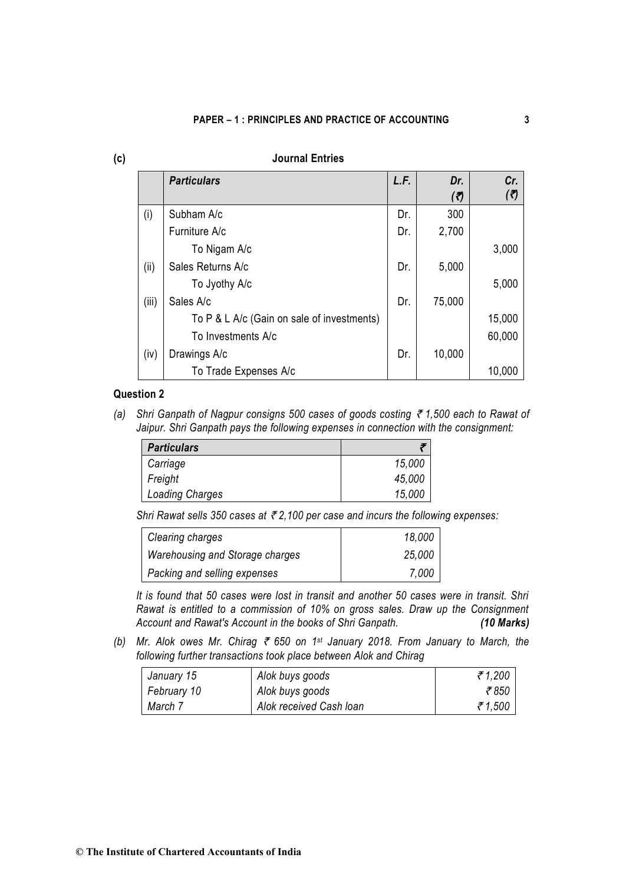**(c)** **Journal Entries**

| | *Particulars* | *L.F.* | *Dr. (₹)* | *Cr. (₹)* |
|---|---|---|---|---|
| (i) | Subham A/c | Dr. | 300 | |
| | Furniture A/c | Dr. | 2,700 | |
| | To Nigam A/c | | | 3,000 |
| (ii) | Sales Returns A/c | Dr. | 5,000 | |
| | To Jyothy A/c | | | 5,000 |
| (iii) | Sales A/c | Dr. | 75,000 | |
| | To P & L A/c (Gain on sale of investments) | | | 15,000 |
| | To Investments A/c | | | 60,000 |
| (iv) | Drawings A/c | Dr. | 10,000 | |
| | To Trade Expenses A/c | | | 10,000 |

**Question 2**

*(a) Shri Ganpath of Nagpur consigns 500 cases of goods costing ₹ 1,500 each to Rawat of Jaipur. Shri Ganpath pays the following expenses in connection with the consignment:*

| *Particulars* | *₹* |
|---|---|
| *Carriage* | *15,000* |
| *Freight* | *45,000* |
| *Loading Charges* | *15,000* |

*Shri Rawat sells 350 cases at ₹ 2,100 per case and incurs the following expenses:*

| | |
|---|---|
| *Clearing charges* | *18,000* |
| *Warehousing and Storage charges* | *25,000* |
| *Packing and selling expenses* | *7,000* |

*It is found that 50 cases were lost in transit and another 50 cases were in transit. Shri Rawat is entitled to a commission of 10% on gross sales. Draw up the Consignment Account and Rawat's Account in the books of Shri Ganpath.* ***(10 Marks)***

*(b) Mr. Alok owes Mr. Chirag ₹ 650 on 1st January 2018. From January to March, the following further transactions took place between Alok and Chirag*

| | | |
|---|---|---|
| *January 15* | *Alok buys goods* | *₹ 1,200* |
| *February 10* | *Alok buys goods* | *₹ 850* |
| *March 7* | *Alok received Cash loan* | *₹ 1,500* |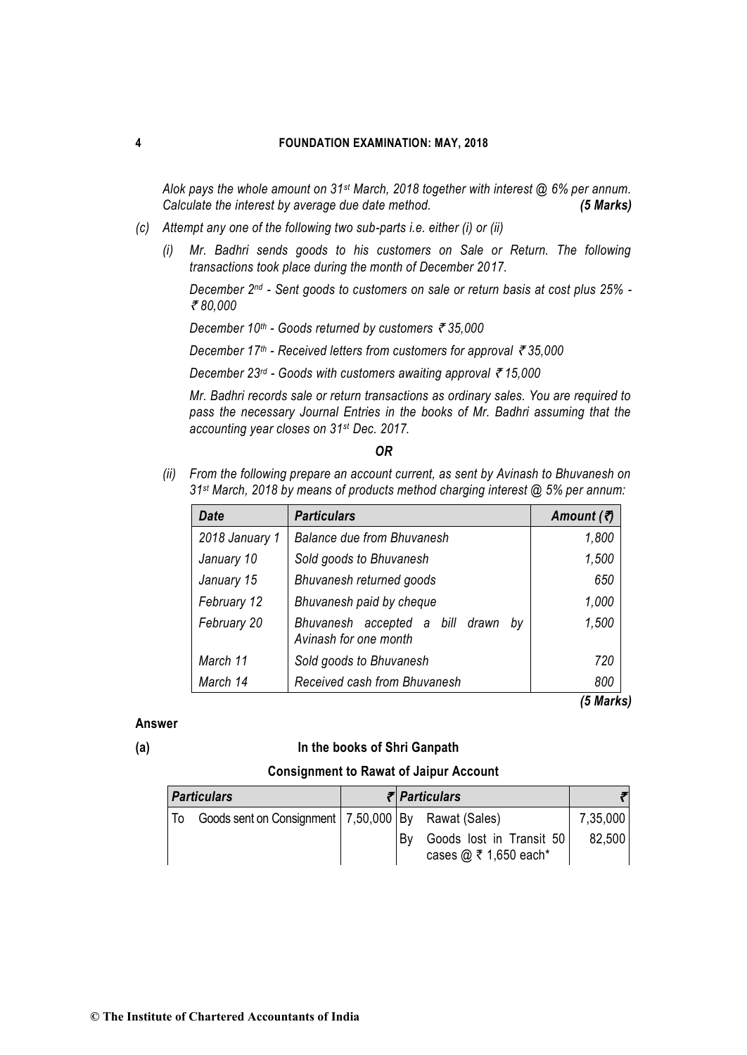*Alok pays the whole amount on 31st March, 2018 together with interest @ 6% per annum. Calculate the interest by average due date method.* ***(5 Marks)***

(c) *Attempt any one of the following two sub-parts i.e. either (i) or (ii)*

(i) *Mr. Badhri sends goods to his customers on Sale or Return. The following transactions took place during the month of December 2017.*

*December 2nd - Sent goods to customers on sale or return basis at cost plus 25% - ₹ 80,000*

*December 10th - Goods returned by customers ₹ 35,000*

*December 17th - Received letters from customers for approval ₹ 35,000*

*December 23rd - Goods with customers awaiting approval ₹ 15,000*

*Mr. Badhri records sale or return transactions as ordinary sales. You are required to pass the necessary Journal Entries in the books of Mr. Badhri assuming that the accounting year closes on 31st Dec. 2017.*

***OR***

(ii) *From the following prepare an account current, as sent by Avinash to Bhuvanesh on 31st March, 2018 by means of products method charging interest @ 5% per annum:*

| *Date* | *Particulars* | *Amount (₹)* |
|---|---|---|
| *2018 January 1* | *Balance due from Bhuvanesh* | *1,800* |
| *January 10* | *Sold goods to Bhuvanesh* | *1,500* |
| *January 15* | *Bhuvanesh returned goods* | *650* |
| *February 12* | *Bhuvanesh paid by cheque* | *1,000* |
| *February 20* | *Bhuvanesh accepted a bill drawn by Avinash for one month* | *1,500* |
| *March 11* | *Sold goods to Bhuvanesh* | *720* |
| *March 14* | *Received cash from Bhuvanesh* | *800* |

***(5 Marks)***

**Answer**

**(a) In the books of Shri Ganpath**

**Consignment to Rawat of Jaipur Account**

| | *Particulars* | ₹ | | *Particulars* | ₹ |
|---|---|---|---|---|---|
| To | Goods sent on Consignment | 7,50,000 | By | Rawat (Sales) | 7,35,000 |
| | | | By | Goods lost in Transit 50 cases @ ₹ 1,650 each* | 82,500 |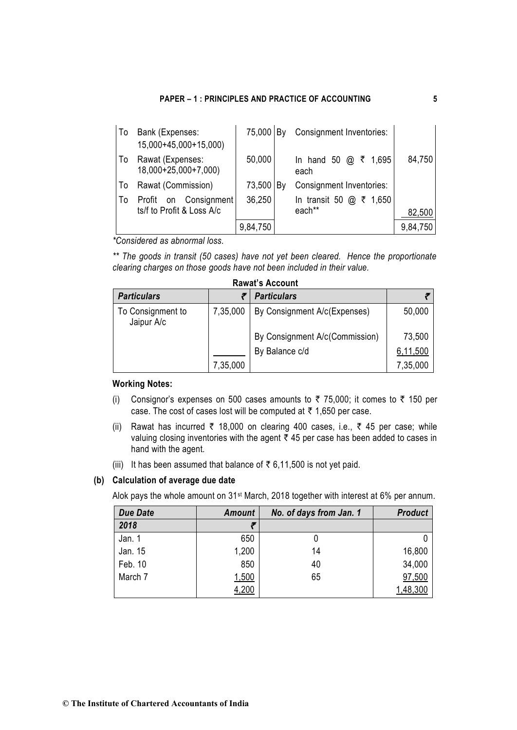| | | | | | |
|---|---|---|---|---|---|
| To | Bank (Expenses: 15,000+45,000+15,000) | 75,000 | By | Consignment Inventories: | |
| To | Rawat (Expenses: 18,000+25,000+7,000) | 50,000 | | In hand 50 @ ₹ 1,695 each | 84,750 |
| To | Rawat (Commission) | 73,500 | By | Consignment Inventories: | |
| To | Profit on Consignment ts/f to Profit & Loss A/c | 36,250 | | In transit 50 @ ₹ 1,650 each** | 82,500 |
| | | 9,84,750 | | | 9,84,750 |

*Considered as abnormal loss.*

*** The goods in transit (50 cases) have not yet been cleared. Hence the proportionate clearing charges on those goods have not been included in their value.*

**Rawat's Account**

| *Particulars* | ₹ | *Particulars* | ₹ |
|---|---|---|---|
| To Consignment to Jaipur A/c | 7,35,000 | By Consignment A/c(Expenses) | 50,000 |
| | | By Consignment A/c(Commission) | 73,500 |
| | | By Balance c/d | 6,11,500 |
| | 7,35,000 | | 7,35,000 |

**Working Notes:**

(i) Consignor's expenses on 500 cases amounts to ₹ 75,000; it comes to ₹ 150 per case. The cost of cases lost will be computed at ₹ 1,650 per case.

(ii) Rawat has incurred ₹ 18,000 on clearing 400 cases, i.e., ₹ 45 per case; while valuing closing inventories with the agent ₹ 45 per case has been added to cases in hand with the agent.

(iii) It has been assumed that balance of ₹ 6,11,500 is not yet paid.

**(b) Calculation of average due date**

Alok pays the whole amount on 31st March, 2018 together with interest at 6% per annum.

| *Due Date* | *Amount* | *No. of days from Jan. 1* | *Product* |
|---|---|---|---|
| *2018* | ₹ | | |
| Jan. 1 | 650 | 0 | 0 |
| Jan. 15 | 1,200 | 14 | 16,800 |
| Feb. 10 | 850 | 40 | 34,000 |
| March 7 | 1,500 | 65 | 97,500 |
| | 4,200 | | 1,48,300 |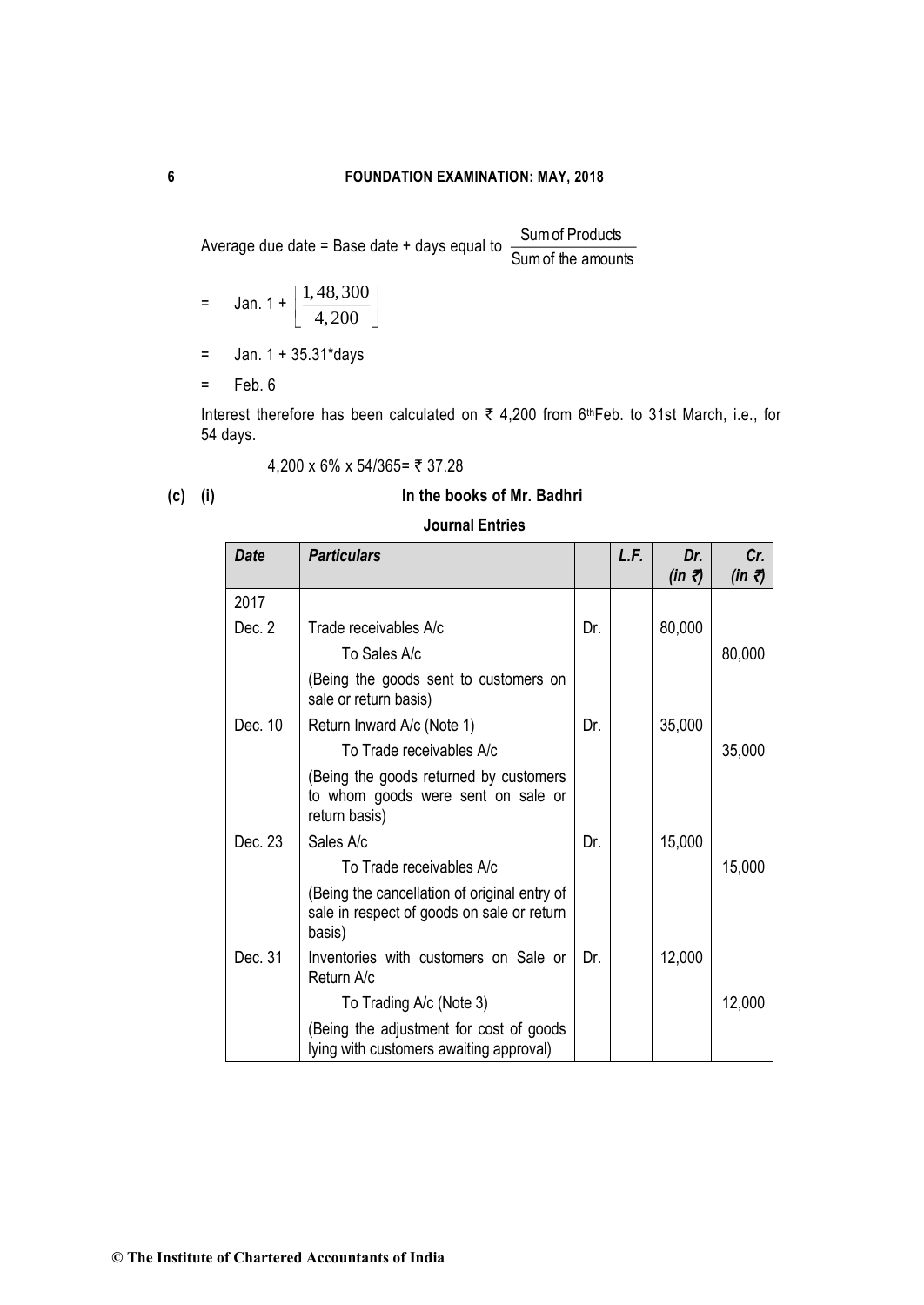Average due date = Base date + days equal to $\frac{\text{Sum of Products}}{\text{Sum of the amounts}}$

$= \quad \text{Jan. } 1 + \left[\frac{1,48,300}{4,200}\right]$

= Jan. 1 + 35.31*days

= Feb. 6

Interest therefore has been calculated on ₹ 4,200 from 6th Feb. to 31st March, i.e., for 54 days.

4,200 x 6% x 54/365= ₹ 37.28

**(c) (i) In the books of Mr. Badhri**

**Journal Entries**

| *Date* | *Particulars* | | *L.F.* | *Dr. (in ₹)* | *Cr. (in ₹)* |
|---|---|---|---|---|---|
| 2017 | | | | | |
| Dec. 2 | Trade receivables A/c | Dr. | | 80,000 | |
| | To Sales A/c | | | | 80,000 |
| | (Being the goods sent to customers on sale or return basis) | | | | |
| Dec. 10 | Return Inward A/c (Note 1) | Dr. | | 35,000 | |
| | To Trade receivables A/c | | | | 35,000 |
| | (Being the goods returned by customers to whom goods were sent on sale or return basis) | | | | |
| Dec. 23 | Sales A/c | Dr. | | 15,000 | |
| | To Trade receivables A/c | | | | 15,000 |
| | (Being the cancellation of original entry of sale in respect of goods on sale or return basis) | | | | |
| Dec. 31 | Inventories with customers on Sale or Return A/c | Dr. | | 12,000 | |
| | To Trading A/c (Note 3) | | | | 12,000 |
| | (Being the adjustment for cost of goods lying with customers awaiting approval) | | | | |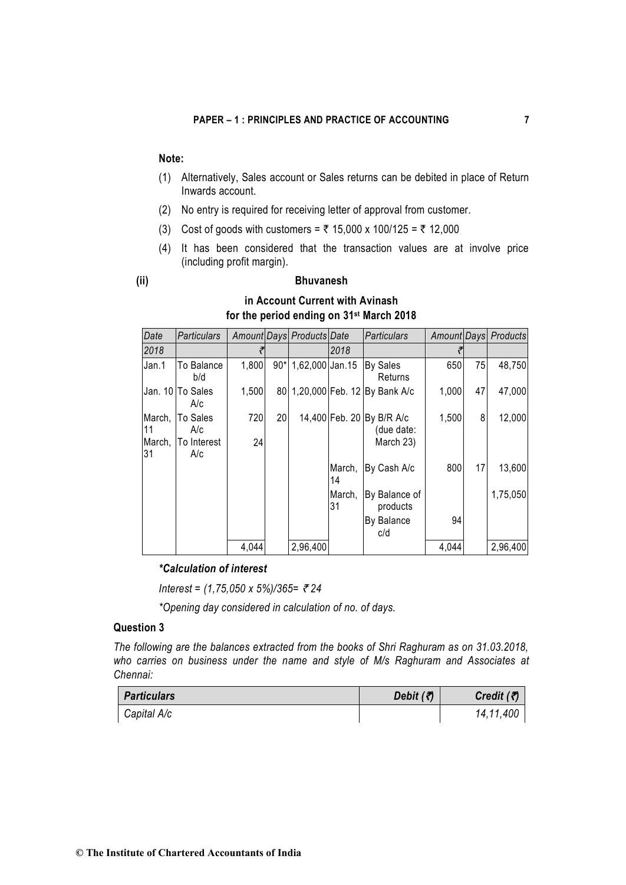**Note:**

(1) Alternatively, Sales account or Sales returns can be debited in place of Return Inwards account.

(2) No entry is required for receiving letter of approval from customer.

(3) Cost of goods with customers = ₹ 15,000 x 100/125 = ₹ 12,000

(4) It has been considered that the transaction values are at involve price (including profit margin).

**(ii)** **Bhuvanesh**

**in Account Current with Avinash**
**for the period ending on 31st March 2018**

| *Date* | *Particulars* | *Amount* | *Days* | *Products* | *Date* | *Particulars* | *Amount* | *Days* | *Products* |
|---|---|---|---|---|---|---|---|---|---|
| *2018* | | *₹* | | | *2018* | | *₹* | | |
| Jan.1 | To Balance b/d | 1,800 | 90* | 1,62,000 | Jan.15 | By Sales Returns | 650 | 75 | 48,750 |
| Jan. 10 | To Sales A/c | 1,500 | 80 | 1,20,000 | Feb. 12 | By Bank A/c | 1,000 | 47 | 47,000 |
| March, 11 | To Sales A/c | 720 | 20 | 14,400 | Feb. 20 | By B/R A/c (due date: March 23) | 1,500 | 8 | 12,000 |
| March, 31 | To Interest A/c | 24 | | | | | | | |
| | | | | | March, 14 | By Cash A/c | 800 | 17 | 13,600 |
| | | | | | March, 31 | By Balance of products | | | 1,75,050 |
| | | | | | | By Balance c/d | 94 | | |
| | | 4,044 | | 2,96,400 | | | 4,044 | | 2,96,400 |

***Calculation of interest***

*Interest = (1,75,050 x 5%)/365= ₹ 24*

*\*Opening day considered in calculation of no. of days.*

**Question 3**

*The following are the balances extracted from the books of Shri Raghuram as on 31.03.2018, who carries on business under the name and style of M/s Raghuram and Associates at Chennai:*

| *Particulars* | *Debit (₹)* | *Credit (₹)* |
|---|---|---|
| *Capital A/c* | | *14,11,400* |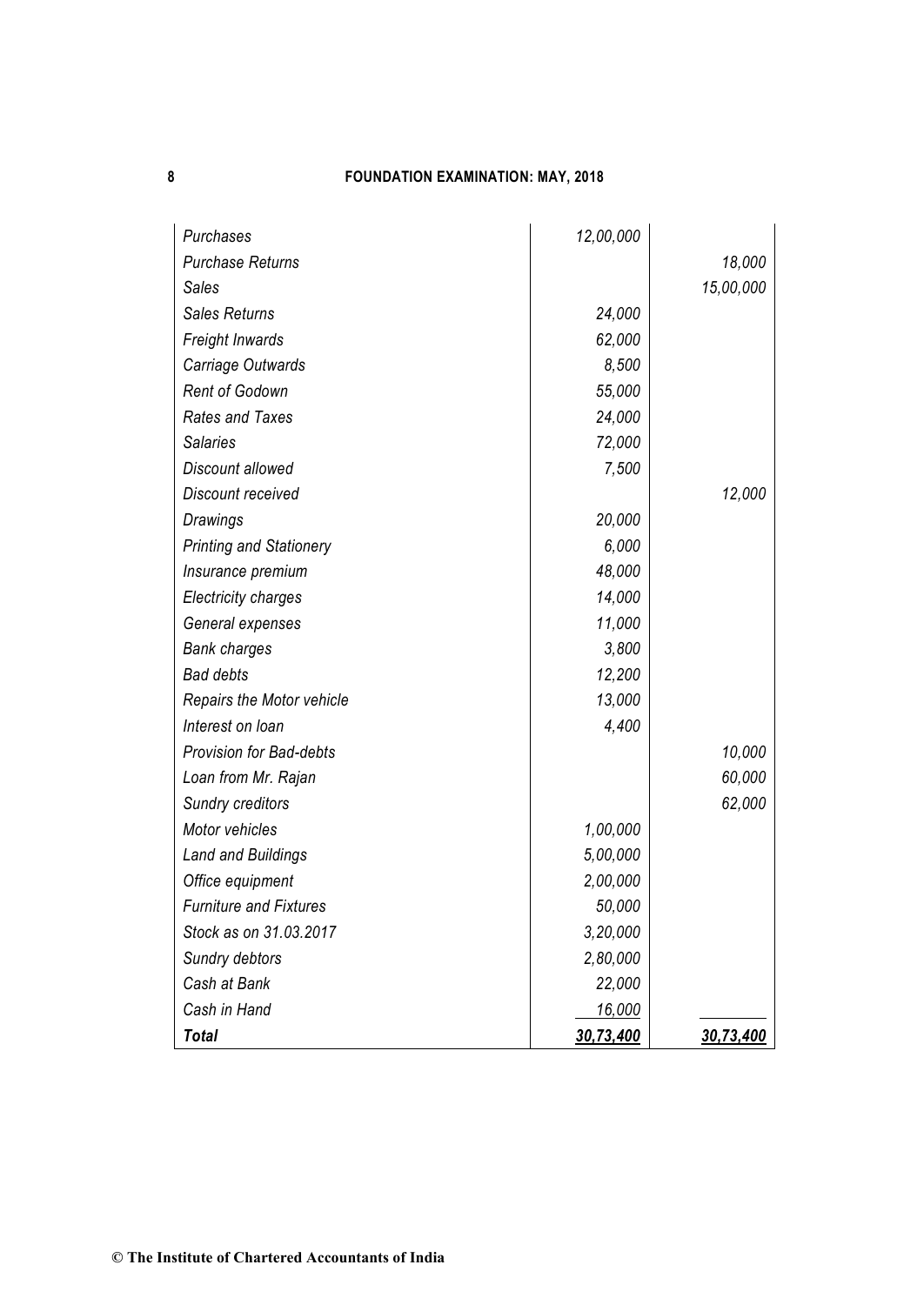| | | |
|---|---|---|
| *Purchases* | *12,00,000* | |
| *Purchase Returns* | | *18,000* |
| *Sales* | | *15,00,000* |
| *Sales Returns* | *24,000* | |
| *Freight Inwards* | *62,000* | |
| *Carriage Outwards* | *8,500* | |
| *Rent of Godown* | *55,000* | |
| *Rates and Taxes* | *24,000* | |
| *Salaries* | *72,000* | |
| *Discount allowed* | *7,500* | |
| *Discount received* | | *12,000* |
| *Drawings* | *20,000* | |
| *Printing and Stationery* | *6,000* | |
| *Insurance premium* | *48,000* | |
| *Electricity charges* | *14,000* | |
| *General expenses* | *11,000* | |
| *Bank charges* | *3,800* | |
| *Bad debts* | *12,200* | |
| *Repairs the Motor vehicle* | *13,000* | |
| *Interest on loan* | *4,400* | |
| *Provision for Bad-debts* | | *10,000* |
| *Loan from Mr. Rajan* | | *60,000* |
| *Sundry creditors* | | *62,000* |
| *Motor vehicles* | *1,00,000* | |
| *Land and Buildings* | *5,00,000* | |
| *Office equipment* | *2,00,000* | |
| *Furniture and Fixtures* | *50,000* | |
| *Stock as on 31.03.2017* | *3,20,000* | |
| *Sundry debtors* | *2,80,000* | |
| *Cash at Bank* | *22,000* | |
| *Cash in Hand* | *16,000* | |
| ***Total*** | ***30,73,400*** | ***30,73,400*** |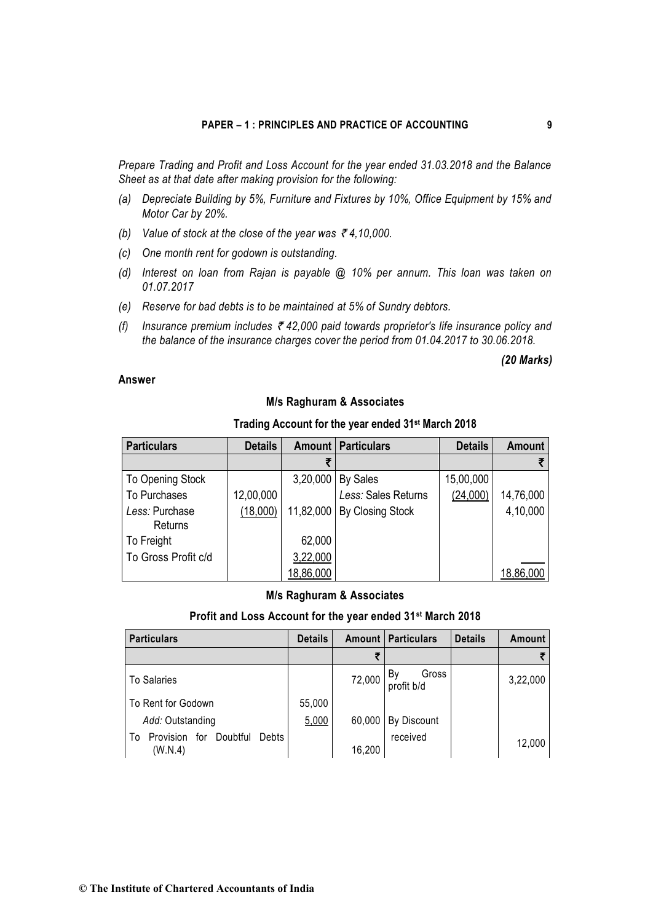*Prepare Trading and Profit and Loss Account for the year ended 31.03.2018 and the Balance Sheet as at that date after making provision for the following:*

*(a) Depreciate Building by 5%, Furniture and Fixtures by 10%, Office Equipment by 15% and Motor Car by 20%.*

*(b) Value of stock at the close of the year was ₹ 4,10,000.*

*(c) One month rent for godown is outstanding.*

*(d) Interest on loan from Rajan is payable @ 10% per annum. This loan was taken on 01.07.2017*

*(e) Reserve for bad debts is to be maintained at 5% of Sundry debtors.*

*(f) Insurance premium includes ₹ 42,000 paid towards proprietor's life insurance policy and the balance of the insurance charges cover the period from 01.04.2017 to 30.06.2018.*

***(20 Marks)***

**Answer**

**M/s Raghuram & Associates**

**Trading Account for the year ended 31st March 2018**

| Particulars | Details | Amount | Particulars | Details | Amount |
|---|---|---|---|---|---|
| | | ₹ | | | ₹ |
| To Opening Stock | | 3,20,000 | By Sales | 15,00,000 | |
| To Purchases | 12,00,000 | | *Less:* Sales Returns | (24,000) | 14,76,000 |
| *Less:* Purchase Returns | (18,000) | 11,82,000 | By Closing Stock | | 4,10,000 |
| To Freight | | 62,000 | | | |
| To Gross Profit c/d | | 3,22,000 | | | |
| | | 18,86,000 | | | 18,86,000 |

**M/s Raghuram & Associates**

**Profit and Loss Account for the year ended 31st March 2018**

| Particulars | Details | Amount | Particulars | Details | Amount |
|---|---|---|---|---|---|
| | | ₹ | | | ₹ |
| To Salaries | | 72,000 | By Gross profit b/d | | 3,22,000 |
| To Rent for Godown | 55,000 | | | | |
| *Add:* Outstanding | 5,000 | 60,000 | By Discount received | | 12,000 |
| To Provision for Doubtful Debts (W.N.4) | | 16,200 | | | |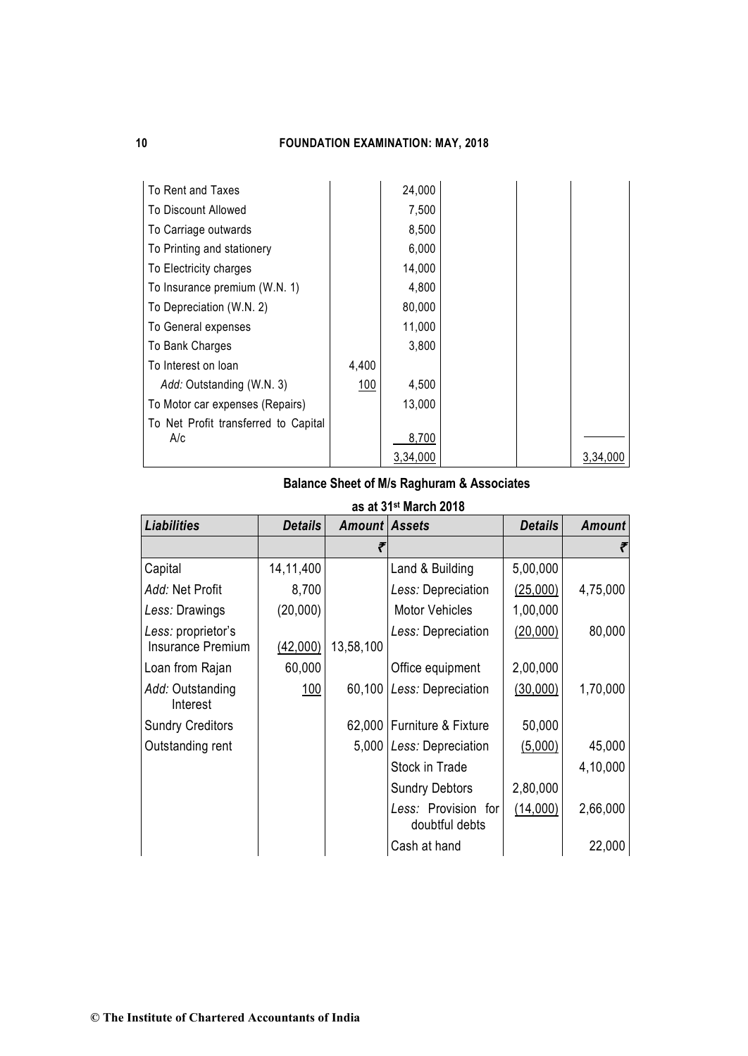| | | | | | |
|---|---|---|---|---|---|
| To Rent and Taxes | | 24,000 | | | |
| To Discount Allowed | | 7,500 | | | |
| To Carriage outwards | | 8,500 | | | |
| To Printing and stationery | | 6,000 | | | |
| To Electricity charges | | 14,000 | | | |
| To Insurance premium (W.N. 1) | | 4,800 | | | |
| To Depreciation (W.N. 2) | | 80,000 | | | |
| To General expenses | | 11,000 | | | |
| To Bank Charges | | 3,800 | | | |
| To Interest on loan | 4,400 | | | | |
| *Add:* Outstanding (W.N. 3) | 100 | 4,500 | | | |
| To Motor car expenses (Repairs) | | 13,000 | | | |
| To Net Profit transferred to Capital A/c | | 8,700 | | | |
| | | 3,34,000 | | | 3,34,000 |

**Balance Sheet of M/s Raghuram & Associates**

**as at 31st March 2018**

| ***Liabilities*** | ***Details*** | ***Amount*** | ***Assets*** | ***Details*** | ***Amount*** |
|---|---|---|---|---|---|
| | | ₹ | | | ₹ |
| Capital | 14,11,400 | | Land & Building | 5,00,000 | |
| *Add:* Net Profit | 8,700 | | *Less:* Depreciation | (25,000) | 4,75,000 |
| *Less:* Drawings | (20,000) | | Motor Vehicles | 1,00,000 | |
| *Less:* proprietor's Insurance Premium | (42,000) | 13,58,100 | *Less:* Depreciation | (20,000) | 80,000 |
| Loan from Rajan | 60,000 | | Office equipment | 2,00,000 | |
| *Add:* Outstanding Interest | 100 | 60,100 | *Less:* Depreciation | (30,000) | 1,70,000 |
| Sundry Creditors | | 62,000 | Furniture & Fixture | 50,000 | |
| Outstanding rent | | 5,000 | *Less:* Depreciation | (5,000) | 45,000 |
| | | | Stock in Trade | | 4,10,000 |
| | | | Sundry Debtors | 2,80,000 | |
| | | | *Less:* Provision for doubtful debts | (14,000) | 2,66,000 |
| | | | Cash at hand | | 22,000 |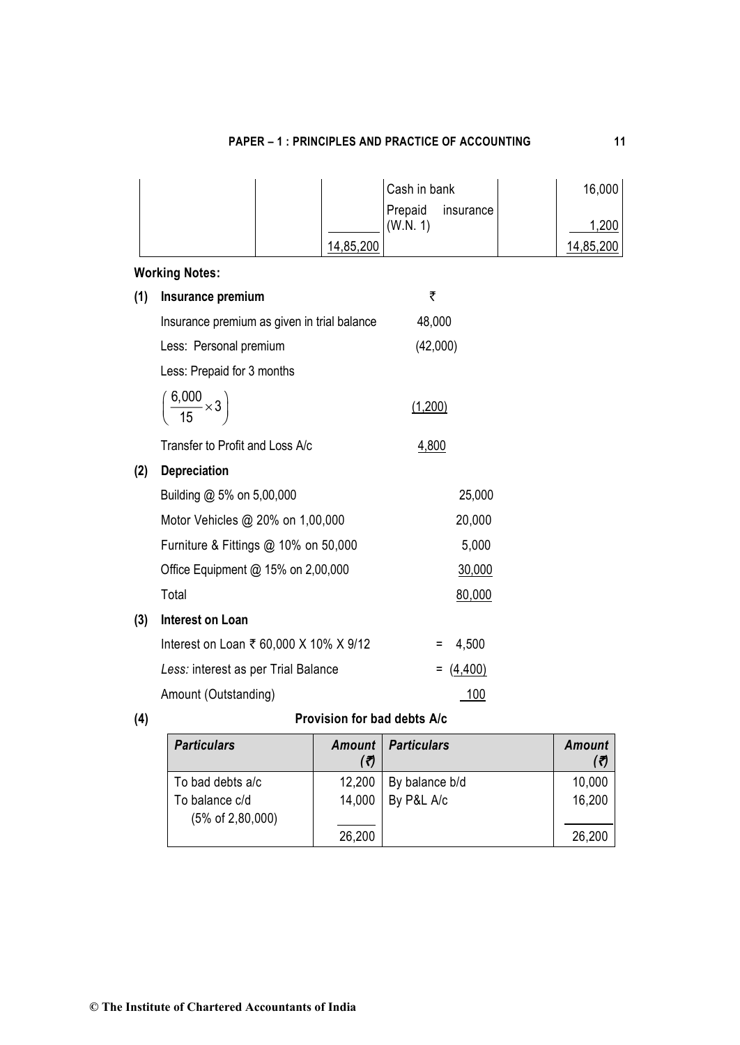| | | | | | |
|---|---|---|---|---|---|
| | | | Cash in bank | | 16,000 |
| | | | Prepaid insurance (W.N. 1) | | 1,200 |
| | | 14,85,200 | | | 14,85,200 |

**Working Notes:**

**(1) Insurance premium**

| | ₹ |
|---|---|
| Insurance premium as given in trial balance | 48,000 |
| Less: Personal premium | (42,000) |
| Less: Prepaid for 3 months | |
| $\left(\frac{6,000}{15} \times 3\right)$ | (1,200) |
| Transfer to Profit and Loss A/c | 4,800 |

**(2) Depreciation**

| | |
|---|---|
| Building @ 5% on 5,00,000 | 25,000 |
| Motor Vehicles @ 20% on 1,00,000 | 20,000 |
| Furniture & Fittings @ 10% on 50,000 | 5,000 |
| Office Equipment @ 15% on 2,00,000 | 30,000 |
| Total | 80,000 |

**(3) Interest on Loan**

| | |
|---|---|
| Interest on Loan ₹ 60,000 X 10% X 9/12 | = 4,500 |
| *Less:* interest as per Trial Balance | = (4,400) |
| Amount (Outstanding) | 100 |

**(4) Provision for bad debts A/c**

| *Particulars* | *Amount (₹)* | *Particulars* | *Amount (₹)* |
|---|---|---|---|
| To bad debts a/c | 12,200 | By balance b/d | 10,000 |
| To balance c/d (5% of 2,80,000) | 14,000 | By P&L A/c | 16,200 |
| | 26,200 | | 26,200 |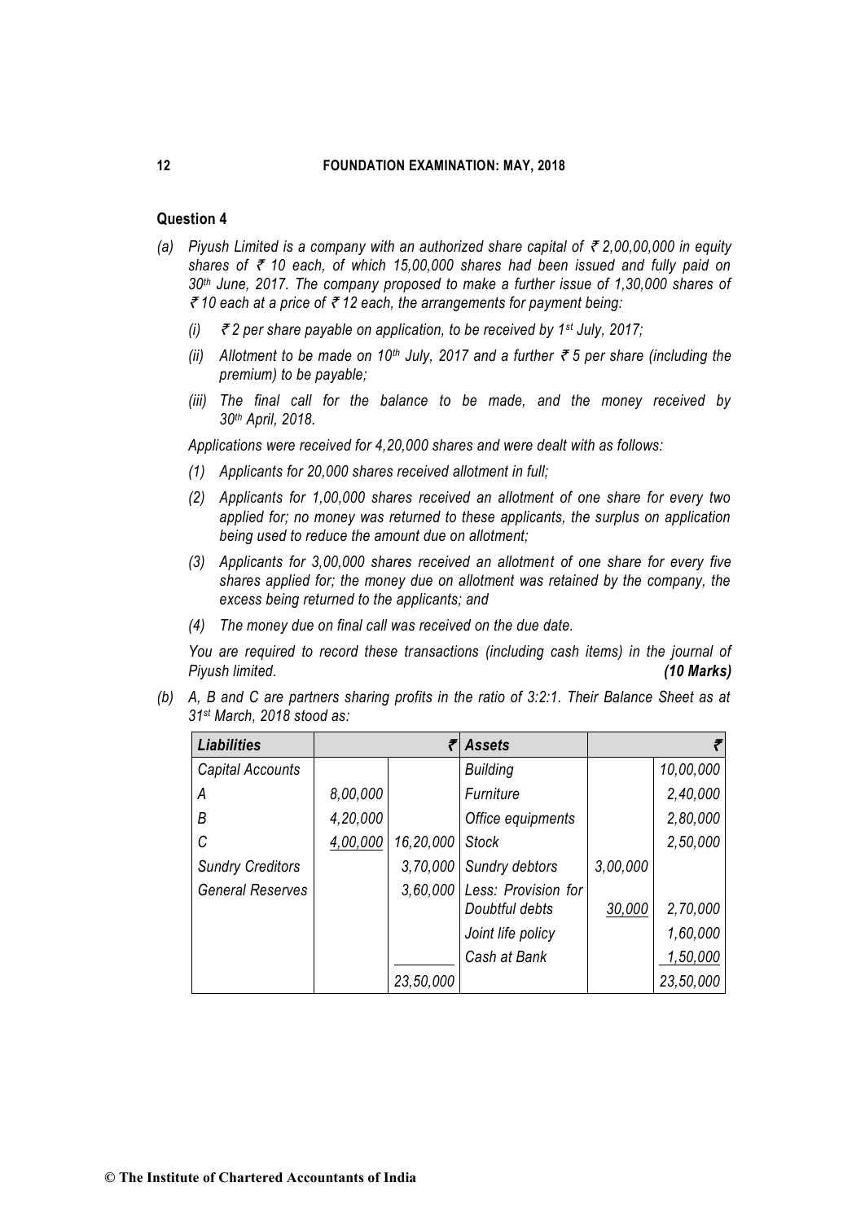## Question 4

(a) *Piyush Limited is a company with an authorized share capital of ₹ 2,00,00,000 in equity shares of ₹ 10 each, of which 15,00,000 shares had been issued and fully paid on 30th June, 2017. The company proposed to make a further issue of 1,30,000 shares of ₹ 10 each at a price of ₹ 12 each, the arrangements for payment being:*

   (i) *₹ 2 per share payable on application, to be received by 1st July, 2017;*

   (ii) *Allotment to be made on 10th July, 2017 and a further ₹ 5 per share (including the premium) to be payable;*

   (iii) *The final call for the balance to be made, and the money received by 30th April, 2018.*

   *Applications were received for 4,20,000 shares and were dealt with as follows:*

   (1) *Applicants for 20,000 shares received allotment in full;*

   (2) *Applicants for 1,00,000 shares received an allotment of one share for every two applied for; no money was returned to these applicants, the surplus on application being used to reduce the amount due on allotment;*

   (3) *Applicants for 3,00,000 shares received an allotment of one share for every five shares applied for; the money due on allotment was retained by the company, the excess being returned to the applicants; and*

   (4) *The money due on final call was received on the due date.*

   *You are required to record these transactions (including cash items) in the journal of Piyush limited.* ***(10 Marks)***

(b) *A, B and C are partners sharing profits in the ratio of 3:2:1. Their Balance Sheet as at 31st March, 2018 stood as:*

| ***Liabilities*** | | **₹** | ***Assets*** | | **₹** |
|---|---|---|---|---|---|
| *Capital Accounts* | | | *Building* | | *10,00,000* |
| *A* | *8,00,000* | | *Furniture* | | *2,40,000* |
| *B* | *4,20,000* | | *Office equipments* | | *2,80,000* |
| *C* | *4,00,000* | *16,20,000* | *Stock* | | *2,50,000* |
| *Sundry Creditors* | | *3,70,000* | *Sundry debtors* | *3,00,000* | |
| *General Reserves* | | *3,60,000* | *Less: Provision for Doubtful debts* | *30,000* | *2,70,000* |
| | | | *Joint life policy* | | *1,60,000* |
| | | | *Cash at Bank* | | *1,50,000* |
| | | *23,50,000* | | | *23,50,000* |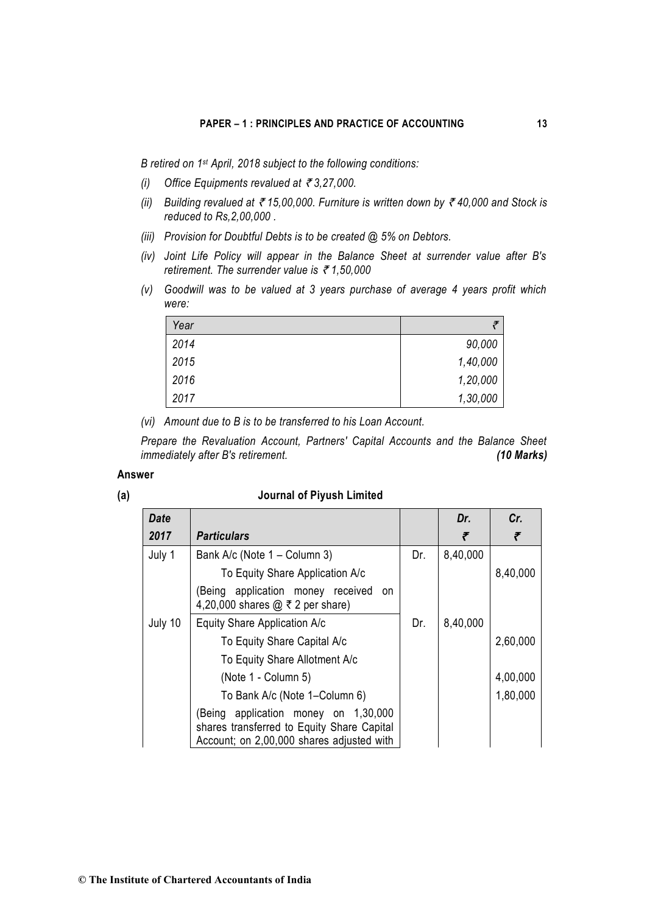*B retired on 1st April, 2018 subject to the following conditions:*

*(i) Office Equipments revalued at ₹ 3,27,000.*

*(ii) Building revalued at ₹ 15,00,000. Furniture is written down by ₹ 40,000 and Stock is reduced to Rs,2,00,000 .*

*(iii) Provision for Doubtful Debts is to be created @ 5% on Debtors.*

*(iv) Joint Life Policy will appear in the Balance Sheet at surrender value after B's retirement. The surrender value is ₹ 1,50,000*

*(v) Goodwill was to be valued at 3 years purchase of average 4 years profit which were:*

| *Year* | *₹* |
|---|---|
| *2014* | *90,000* |
| *2015* | *1,40,000* |
| *2016* | *1,20,000* |
| *2017* | *1,30,000* |

*(vi) Amount due to B is to be transferred to his Loan Account.*

*Prepare the Revaluation Account, Partners' Capital Accounts and the Balance Sheet immediately after B's retirement.* ***(10 Marks)***

**Answer**

**(a) Journal of Piyush Limited**

| ***Date*** ***2017*** | ***Particulars*** | | ***Dr.*** ***₹*** | ***Cr.*** ***₹*** |
|---|---|---|---|---|
| July 1 | Bank A/c (Note 1 – Column 3) | Dr. | 8,40,000 | |
| | To Equity Share Application A/c | | | 8,40,000 |
| | (Being application money received on 4,20,000 shares @ ₹ 2 per share) | | | |
| July 10 | Equity Share Application A/c | Dr. | 8,40,000 | |
| | To Equity Share Capital A/c | | | 2,60,000 |
| | To Equity Share Allotment A/c | | | |
| | (Note 1 - Column 5) | | | 4,00,000 |
| | To Bank A/c (Note 1–Column 6) | | | 1,80,000 |
| | (Being application money on 1,30,000 shares transferred to Equity Share Capital Account; on 2,00,000 shares adjusted with | | | |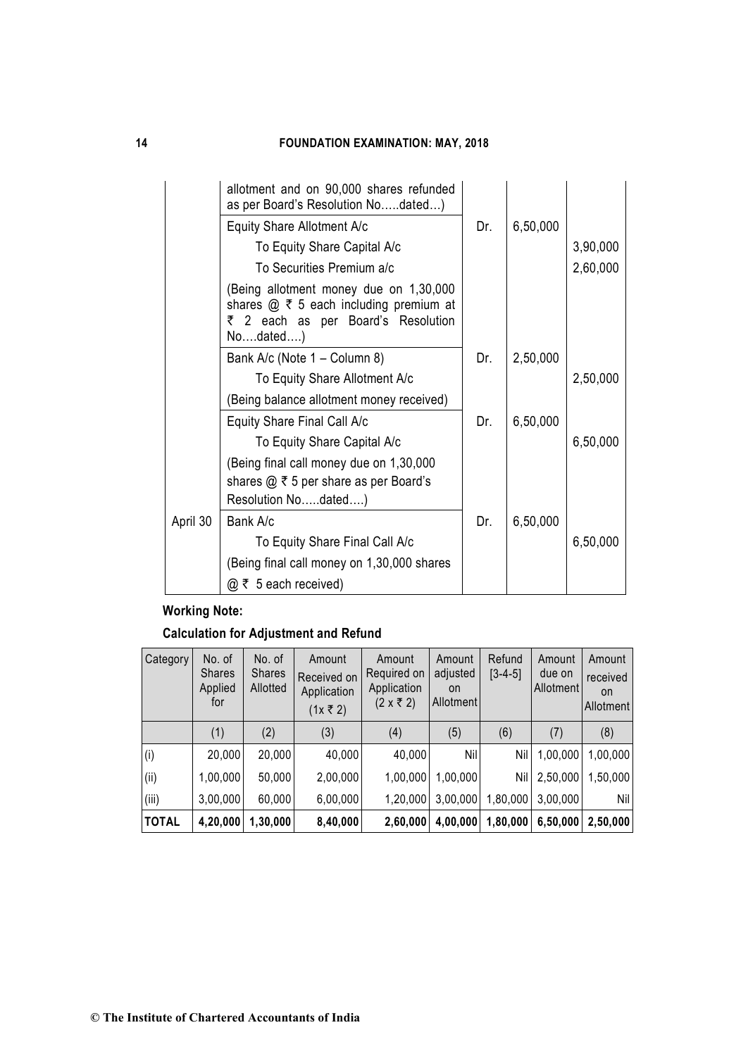| | | | | |
|---|---|---|---|---|
| | allotment and on 90,000 shares refunded as per Board's Resolution No…..dated…) | | | |
| | Equity Share Allotment A/c | Dr. | 6,50,000 | |
| | To Equity Share Capital A/c | | | 3,90,000 |
| | To Securities Premium a/c | | | 2,60,000 |
| | (Being allotment money due on 1,30,000 shares @ ₹ 5 each including premium at ₹ 2 each as per Board's Resolution No….dated….) | | | |
| | Bank A/c (Note 1 – Column 8) | Dr. | 2,50,000 | |
| | To Equity Share Allotment A/c | | | 2,50,000 |
| | (Being balance allotment money received) | | | |
| | Equity Share Final Call A/c | Dr. | 6,50,000 | |
| | To Equity Share Capital A/c | | | 6,50,000 |
| | (Being final call money due on 1,30,000 shares @ ₹ 5 per share as per Board's Resolution No…..dated….) | | | |
| April 30 | Bank A/c | Dr. | 6,50,000 | |
| | To Equity Share Final Call A/c | | | 6,50,000 |
| | (Being final call money on 1,30,000 shares @ ₹ 5 each received) | | | |

**Working Note:**

**Calculation for Adjustment and Refund**

| Category | No. of Shares Applied for | No. of Shares Allotted | Amount Received on Application (1x ₹ 2) | Amount Required on Application (2 x ₹ 2) | Amount adjusted on Allotment | Refund [3-4-5] | Amount due on Allotment | Amount received on Allotment |
|---|---|---|---|---|---|---|---|---|
| | (1) | (2) | (3) | (4) | (5) | (6) | (7) | (8) |
| (i) | 20,000 | 20,000 | 40,000 | 40,000 | Nil | Nil | 1,00,000 | 1,00,000 |
| (ii) | 1,00,000 | 50,000 | 2,00,000 | 1,00,000 | 1,00,000 | Nil | 2,50,000 | 1,50,000 |
| (iii) | 3,00,000 | 60,000 | 6,00,000 | 1,20,000 | 3,00,000 | 1,80,000 | 3,00,000 | Nil |
| **TOTAL** | **4,20,000** | **1,30,000** | **8,40,000** | **2,60,000** | **4,00,000** | **1,80,000** | **6,50,000** | **2,50,000** |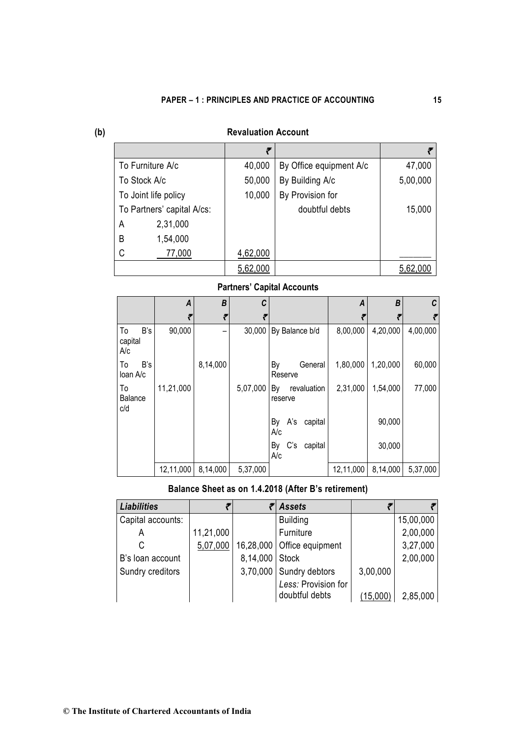**(b)**

### Revaluation Account

| | ₹ | | ₹ |
|---|---|---|---|
| To Furniture A/c | 40,000 | By Office equipment A/c | 47,000 |
| To Stock A/c | 50,000 | By Building A/c | 5,00,000 |
| To Joint life policy | 10,000 | By Provision for | |
| To Partners' capital A/cs: | | doubtful debts | 15,000 |
| A 2,31,000 | | | |
| B 1,54,000 | | | |
| C 77,000 | 4,62,000 | | |
| | 5,62,000 | | 5,62,000 |

### Partners' Capital Accounts

| | A | B | C | | A | B | C |
|---|---|---|---|---|---|---|---|
| | ₹ | ₹ | ₹ | | ₹ | ₹ | ₹ |
| To B's capital A/c | 90,000 | – | 30,000 | By Balance b/d | 8,00,000 | 4,20,000 | 4,00,000 |
| To B's loan A/c | | 8,14,000 | | By General Reserve | 1,80,000 | 1,20,000 | 60,000 |
| To Balance c/d | 11,21,000 | | 5,07,000 | By revaluation reserve | 2,31,000 | 1,54,000 | 77,000 |
| | | | | By A's capital A/c | | 90,000 | |
| | | | | By C's capital A/c | | 30,000 | |
| | 12,11,000 | 8,14,000 | 5,37,000 | | 12,11,000 | 8,14,000 | 5,37,000 |

### Balance Sheet as on 1.4.2018 (After B's retirement)

| *Liabilities* | ₹ | ₹ | *Assets* | ₹ | ₹ |
|---|---|---|---|---|---|
| Capital accounts: | | | Building | | 15,00,000 |
| A | 11,21,000 | | Furniture | | 2,00,000 |
| C | 5,07,000 | 16,28,000 | Office equipment | | 3,27,000 |
| B's loan account | | 8,14,000 | Stock | | 2,00,000 |
| Sundry creditors | | 3,70,000 | Sundry debtors | 3,00,000 | |
| | | | *Less:* Provision for doubtful debts | (15,000) | 2,85,000 |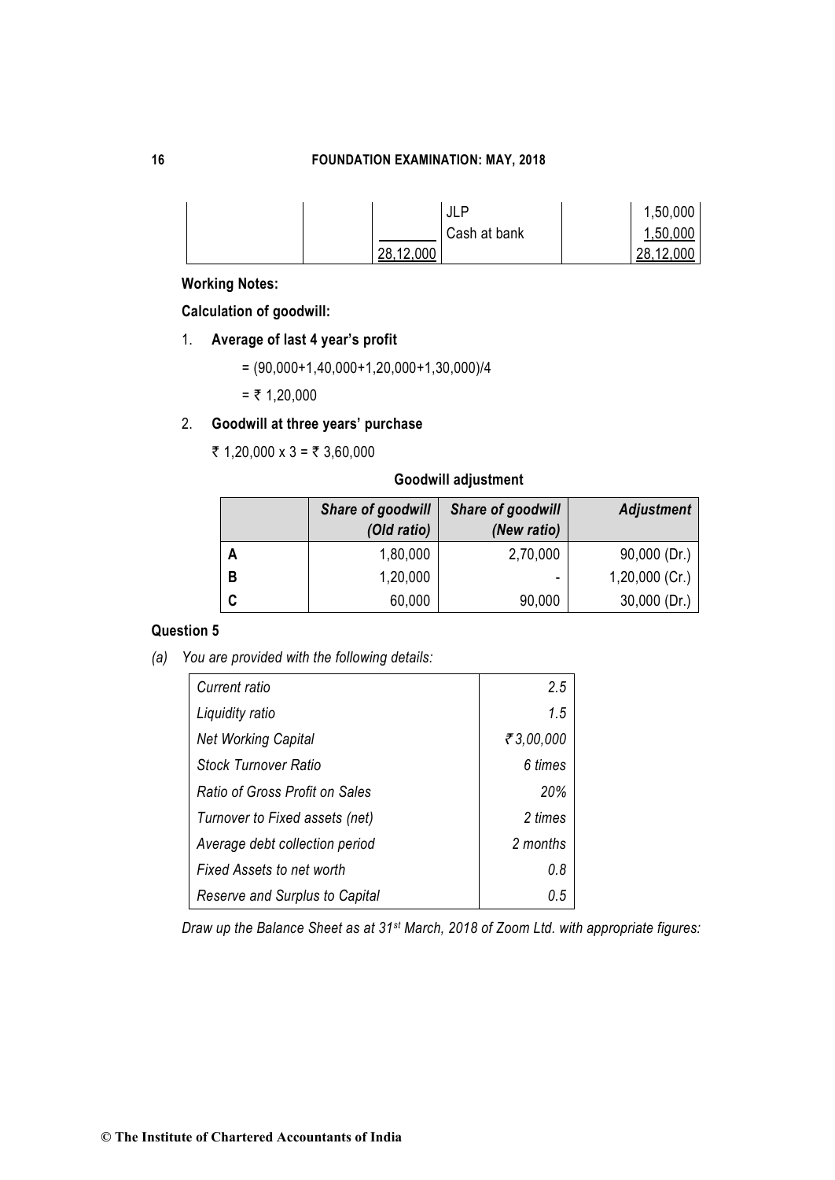| | | | JLP | | 1,50,000 |
|---|---|---|---|---|---|
| | | | Cash at bank | | 1,50,000 |
| | | 28,12,000 | | | 28,12,000 |

**Working Notes:**

**Calculation of goodwill:**

1. **Average of last 4 year's profit**

   = (90,000+1,40,000+1,20,000+1,30,000)/4

   = ₹ 1,20,000

2. **Goodwill at three years' purchase**

   ₹ 1,20,000 x 3 = ₹ 3,60,000

**Goodwill adjustment**

| | *Share of goodwill (Old ratio)* | *Share of goodwill (New ratio)* | *Adjustment* |
|---|---|---|---|
| **A** | 1,80,000 | 2,70,000 | 90,000 (Dr.) |
| **B** | 1,20,000 | - | 1,20,000 (Cr.) |
| **C** | 60,000 | 90,000 | 30,000 (Dr.) |

## Question 5

*(a) You are provided with the following details:*

| | |
|---|---|
| *Current ratio* | *2.5* |
| *Liquidity ratio* | *1.5* |
| *Net Working Capital* | *₹ 3,00,000* |
| *Stock Turnover Ratio* | *6 times* |
| *Ratio of Gross Profit on Sales* | *20%* |
| *Turnover to Fixed assets (net)* | *2 times* |
| *Average debt collection period* | *2 months* |
| *Fixed Assets to net worth* | *0.8* |
| *Reserve and Surplus to Capital* | *0.5* |

*Draw up the Balance Sheet as at 31st March, 2018 of Zoom Ltd. with appropriate figures:*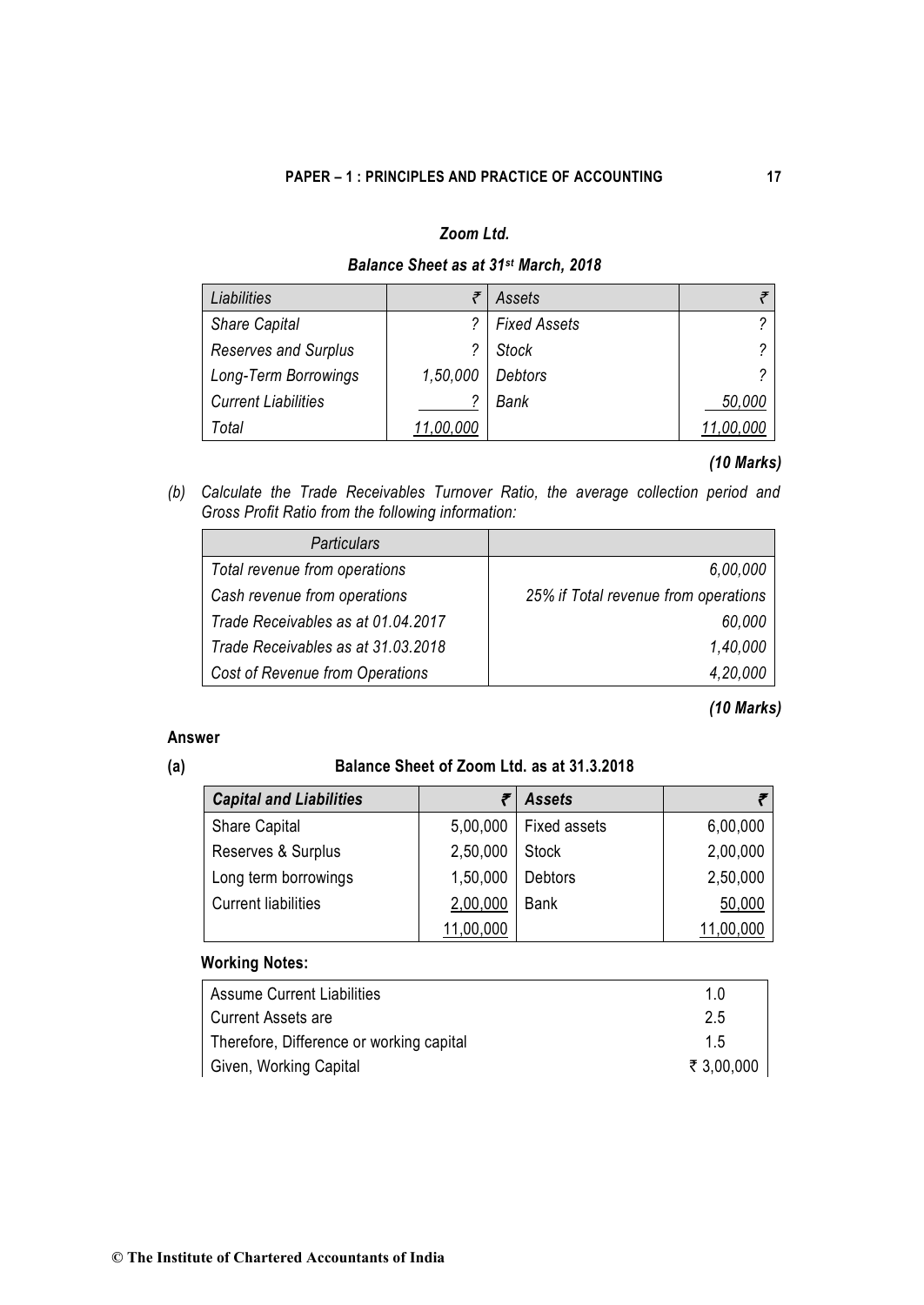### *Zoom Ltd.*

### *Balance Sheet as at 31st March, 2018*

| *Liabilities* | ₹ | *Assets* | ₹ |
|---|---|---|---|
| *Share Capital* | ? | *Fixed Assets* | ? |
| *Reserves and Surplus* | ? | *Stock* | ? |
| *Long-Term Borrowings* | *1,50,000* | *Debtors* | ? |
| *Current Liabilities* | ? | *Bank* | *50,000* |
| *Total* | *11,00,000* | | *11,00,000* |

***(10 Marks)***

(b) *Calculate the Trade Receivables Turnover Ratio, the average collection period and Gross Profit Ratio from the following information:*

| *Particulars* | |
|---|---|
| *Total revenue from operations* | *6,00,000* |
| *Cash revenue from operations* | *25% if Total revenue from operations* |
| *Trade Receivables as at 01.04.2017* | *60,000* |
| *Trade Receivables as at 31.03.2018* | *1,40,000* |
| *Cost of Revenue from Operations* | *4,20,000* |

***(10 Marks)***

**Answer**

**(a) Balance Sheet of Zoom Ltd. as at 31.3.2018**

| ***Capital and Liabilities*** | ₹ | ***Assets*** | ₹ |
|---|---|---|---|
| Share Capital | 5,00,000 | Fixed assets | 6,00,000 |
| Reserves & Surplus | 2,50,000 | Stock | 2,00,000 |
| Long term borrowings | 1,50,000 | Debtors | 2,50,000 |
| Current liabilities | 2,00,000 | Bank | 50,000 |
| | 11,00,000 | | 11,00,000 |

**Working Notes:**

| | |
|---|---|
| Assume Current Liabilities | 1.0 |
| Current Assets are | 2.5 |
| Therefore, Difference or working capital | 1.5 |
| Given, Working Capital | ₹ 3,00,000 |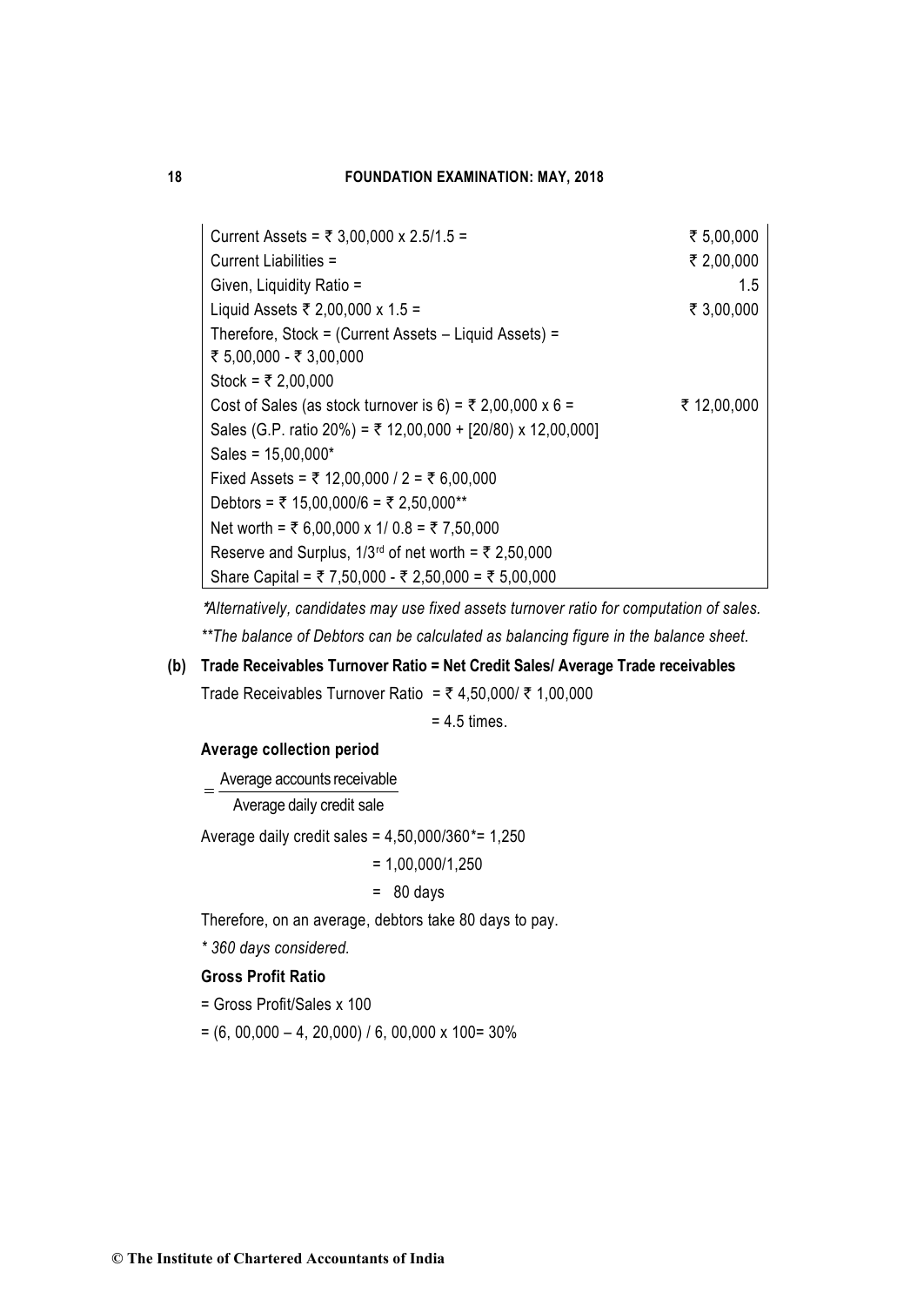| | |
|---|---|
| Current Assets = ₹ 3,00,000 x 2.5/1.5 = | ₹ 5,00,000 |
| Current Liabilities = | ₹ 2,00,000 |
| Given, Liquidity Ratio = | 1.5 |
| Liquid Assets ₹ 2,00,000 x 1.5 = | ₹ 3,00,000 |
| Therefore, Stock = (Current Assets – Liquid Assets) = ₹ 5,00,000 - ₹ 3,00,000 | |
| Stock = ₹ 2,00,000 | |
| Cost of Sales (as stock turnover is 6) = ₹ 2,00,000 x 6 = | ₹ 12,00,000 |
| Sales (G.P. ratio 20%) = ₹ 12,00,000 + [20/80) x 12,00,000] | |
| Sales = 15,00,000* | |
| Fixed Assets = ₹ 12,00,000 / 2 = ₹ 6,00,000 | |
| Debtors = ₹ 15,00,000/6 = ₹ 2,50,000** | |
| Net worth = ₹ 6,00,000 x 1/ 0.8 = ₹ 7,50,000 | |
| Reserve and Surplus, 1/3rd of net worth = ₹ 2,50,000 | |
| Share Capital = ₹ 7,50,000 - ₹ 2,50,000 = ₹ 5,00,000 | |

**Alternatively, candidates may use fixed assets turnover ratio for computation of sales.*

*\*\*The balance of Debtors can be calculated as balancing figure in the balance sheet.*

**(b) Trade Receivables Turnover Ratio = Net Credit Sales/ Average Trade receivables**

Trade Receivables Turnover Ratio = ₹ 4,50,000/ ₹ 1,00,000

= 4.5 times.

**Average collection period**

$$= \frac{\text{Average accounts receivable}}{\text{Average daily credit sale}}$$

Average daily credit sales = 4,50,000/360*= 1,250

= 1,00,000/1,250

= 80 days

Therefore, on an average, debtors take 80 days to pay.

*\* 360 days considered.*

**Gross Profit Ratio**

= Gross Profit/Sales x 100

= (6, 00,000 – 4, 20,000) / 6, 00,000 x 100= 30%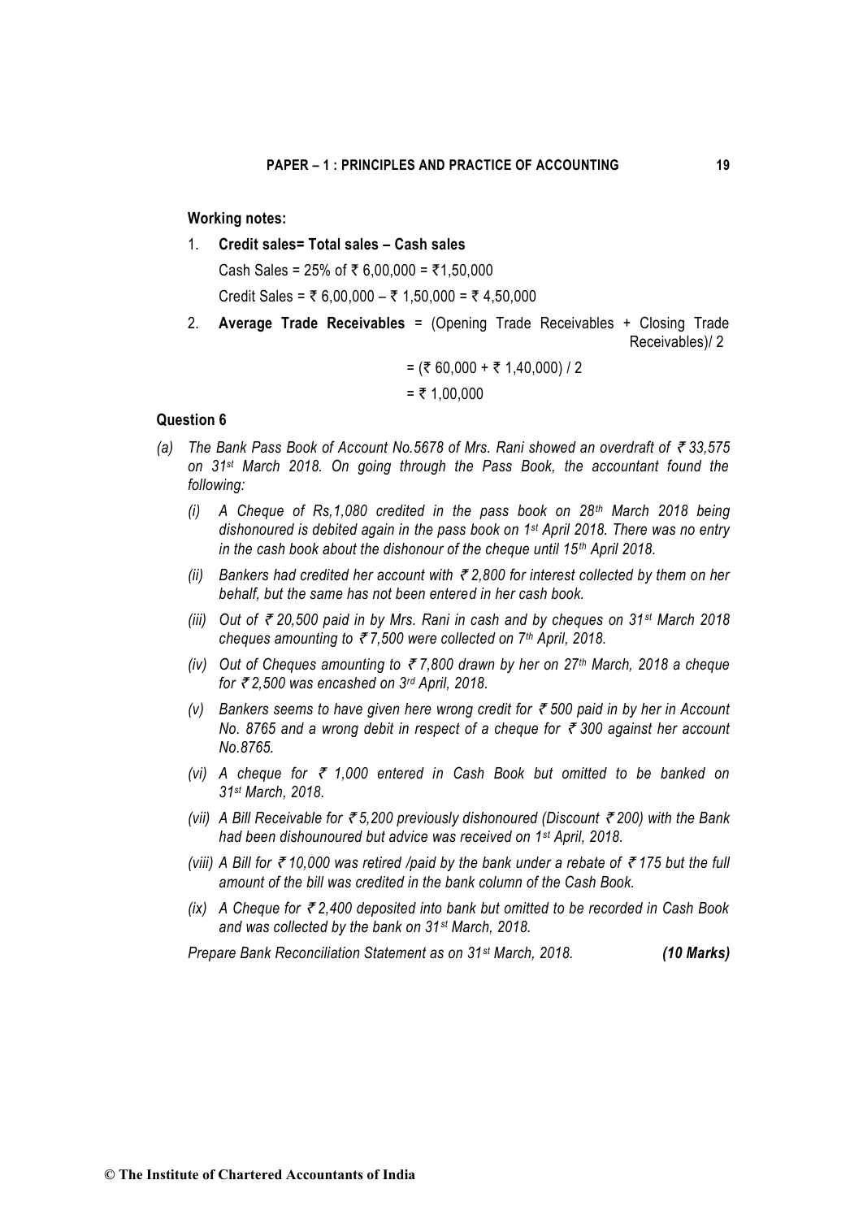**Working notes:**

1. **Credit sales= Total sales – Cash sales**

   Cash Sales = 25% of ₹ 6,00,000 = ₹1,50,000

   Credit Sales = ₹ 6,00,000 – ₹ 1,50,000 = ₹ 4,50,000

2. **Average Trade Receivables** = (Opening Trade Receivables + Closing Trade Receivables)/ 2

   = (₹ 60,000 + ₹ 1,40,000) / 2

   = ₹ 1,00,000

**Question 6**

*(a) The Bank Pass Book of Account No.5678 of Mrs. Rani showed an overdraft of ₹ 33,575 on 31st March 2018. On going through the Pass Book, the accountant found the following:*

*(i) A Cheque of Rs,1,080 credited in the pass book on 28th March 2018 being dishonoured is debited again in the pass book on 1st April 2018. There was no entry in the cash book about the dishonour of the cheque until 15th April 2018.*

*(ii) Bankers had credited her account with ₹ 2,800 for interest collected by them on her behalf, but the same has not been entered in her cash book.*

*(iii) Out of ₹ 20,500 paid in by Mrs. Rani in cash and by cheques on 31st March 2018 cheques amounting to ₹ 7,500 were collected on 7th April, 2018.*

*(iv) Out of Cheques amounting to ₹ 7,800 drawn by her on 27th March, 2018 a cheque for ₹ 2,500 was encashed on 3rd April, 2018.*

*(v) Bankers seems to have given here wrong credit for ₹ 500 paid in by her in Account No. 8765 and a wrong debit in respect of a cheque for ₹ 300 against her account No.8765.*

*(vi) A cheque for ₹ 1,000 entered in Cash Book but omitted to be banked on 31st March, 2018.*

*(vii) A Bill Receivable for ₹ 5,200 previously dishonoured (Discount ₹ 200) with the Bank had been dishounoured but advice was received on 1st April, 2018.*

*(viii) A Bill for ₹ 10,000 was retired /paid by the bank under a rebate of ₹ 175 but the full amount of the bill was credited in the bank column of the Cash Book.*

*(ix) A Cheque for ₹ 2,400 deposited into bank but omitted to be recorded in Cash Book and was collected by the bank on 31st March, 2018.*

*Prepare Bank Reconciliation Statement as on 31st March, 2018.* ***(10 Marks)***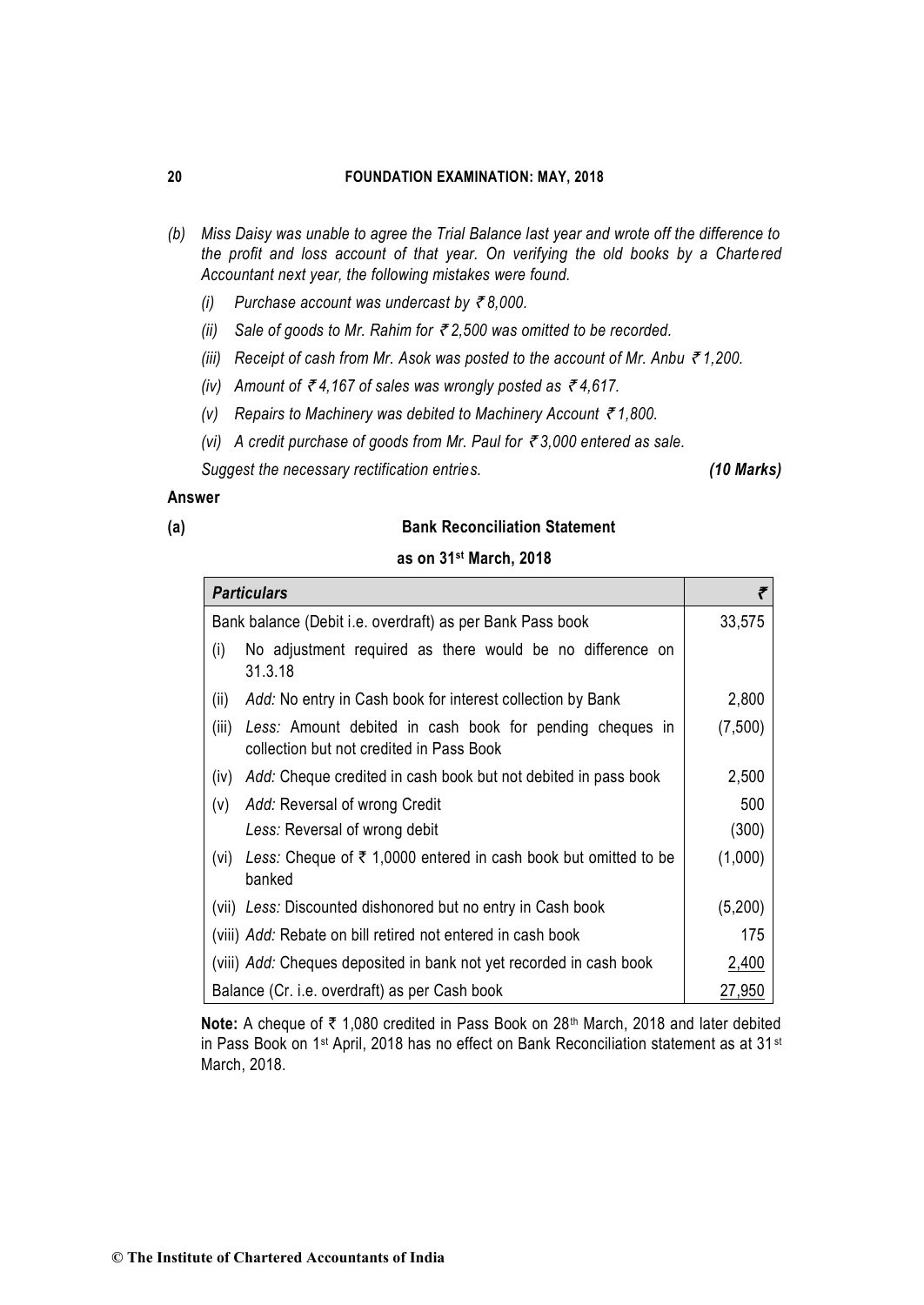*(b) Miss Daisy was unable to agree the Trial Balance last year and wrote off the difference to the profit and loss account of that year. On verifying the old books by a Chartered Accountant next year, the following mistakes were found.*

*(i) Purchase account was undercast by ₹ 8,000.*

*(ii) Sale of goods to Mr. Rahim for ₹ 2,500 was omitted to be recorded.*

*(iii) Receipt of cash from Mr. Asok was posted to the account of Mr. Anbu ₹ 1,200.*

*(iv) Amount of ₹ 4,167 of sales was wrongly posted as ₹ 4,617.*

*(v) Repairs to Machinery was debited to Machinery Account ₹ 1,800.*

*(vi) A credit purchase of goods from Mr. Paul for ₹ 3,000 entered as sale.*

*Suggest the necessary rectification entries.* ***(10 Marks)***

**Answer**

**(a) Bank Reconciliation Statement**

**as on 31st March, 2018**

| *Particulars* | ₹ |
|---|---|
| Bank balance (Debit i.e. overdraft) as per Bank Pass book | 33,575 |
| (i) No adjustment required as there would be no difference on 31.3.18 | |
| (ii) *Add:* No entry in Cash book for interest collection by Bank | 2,800 |
| (iii) *Less:* Amount debited in cash book for pending cheques in collection but not credited in Pass Book | (7,500) |
| (iv) *Add:* Cheque credited in cash book but not debited in pass book | 2,500 |
| (v) *Add:* Reversal of wrong Credit | 500 |
| *Less:* Reversal of wrong debit | (300) |
| (vi) *Less:* Cheque of ₹ 1,0000 entered in cash book but omitted to be banked | (1,000) |
| (vii) *Less:* Discounted dishonored but no entry in Cash book | (5,200) |
| (viii) *Add:* Rebate on bill retired not entered in cash book | 175 |
| (viii) *Add:* Cheques deposited in bank not yet recorded in cash book | 2,400 |
| Balance (Cr. i.e. overdraft) as per Cash book | 27,950 |

**Note:** A cheque of ₹ 1,080 credited in Pass Book on 28th March, 2018 and later debited in Pass Book on 1st April, 2018 has no effect on Bank Reconciliation statement as at 31st March, 2018.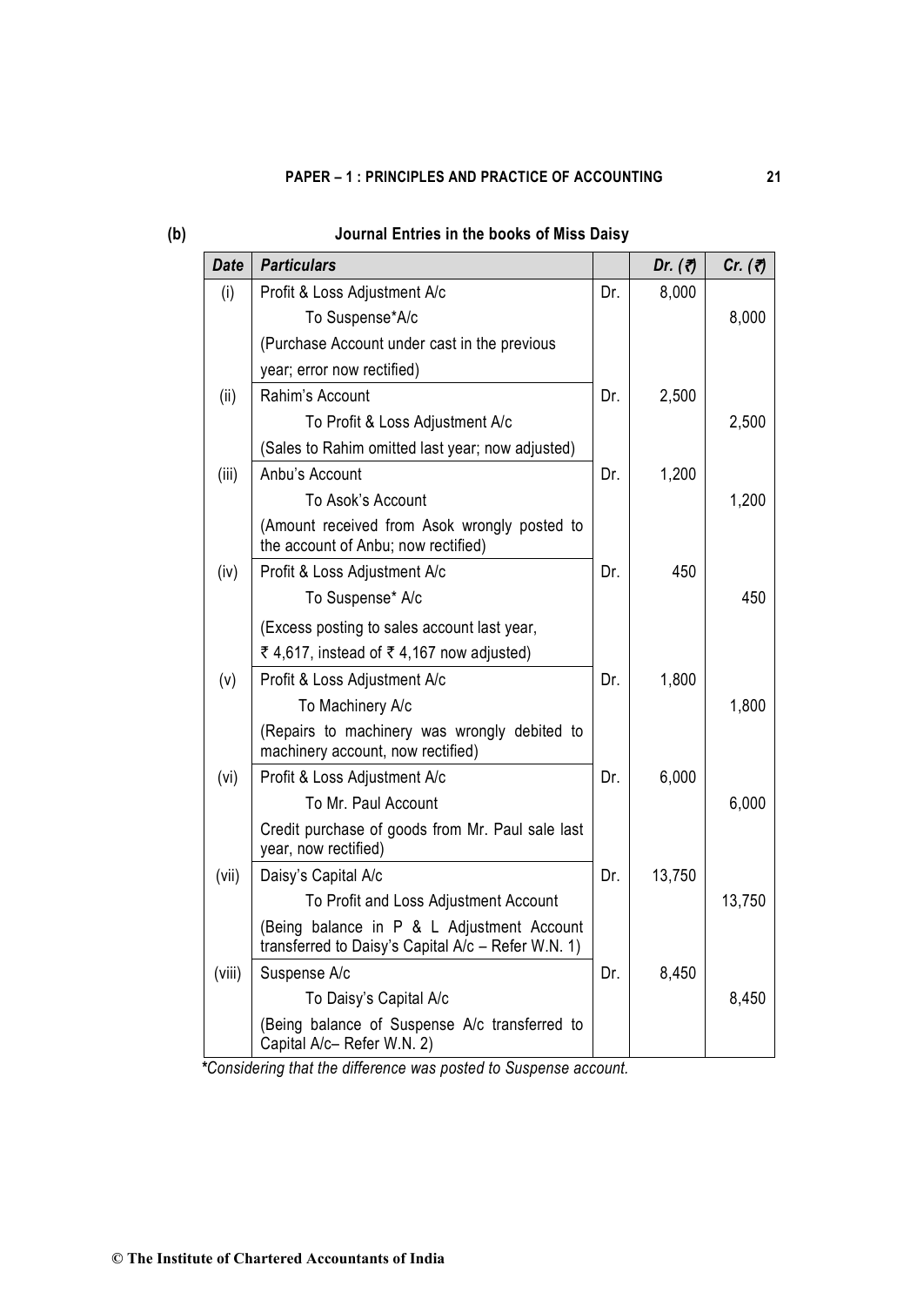**(b)** **Journal Entries in the books of Miss Daisy**

| Date | Particulars | | Dr. (₹) | Cr. (₹) |
|---|---|---|---|---|
| (i) | Profit & Loss Adjustment A/c | Dr. | 8,000 | |
| | To Suspense*A/c | | | 8,000 |
| | (Purchase Account under cast in the previous year; error now rectified) | | | |
| (ii) | Rahim's Account | Dr. | 2,500 | |
| | To Profit & Loss Adjustment A/c | | | 2,500 |
| | (Sales to Rahim omitted last year; now adjusted) | | | |
| (iii) | Anbu's Account | Dr. | 1,200 | |
| | To Asok's Account | | | 1,200 |
| | (Amount received from Asok wrongly posted to the account of Anbu; now rectified) | | | |
| (iv) | Profit & Loss Adjustment A/c | Dr. | 450 | |
| | To Suspense* A/c | | | 450 |
| | (Excess posting to sales account last year, ₹ 4,617, instead of ₹ 4,167 now adjusted) | | | |
| (v) | Profit & Loss Adjustment A/c | Dr. | 1,800 | |
| | To Machinery A/c | | | 1,800 |
| | (Repairs to machinery was wrongly debited to machinery account, now rectified) | | | |
| (vi) | Profit & Loss Adjustment A/c | Dr. | 6,000 | |
| | To Mr. Paul Account | | | 6,000 |
| | Credit purchase of goods from Mr. Paul sale last year, now rectified) | | | |
| (vii) | Daisy's Capital A/c | Dr. | 13,750 | |
| | To Profit and Loss Adjustment Account | | | 13,750 |
| | (Being balance in P & L Adjustment Account transferred to Daisy's Capital A/c – Refer W.N. 1) | | | |
| (viii) | Suspense A/c | Dr. | 8,450 | |
| | To Daisy's Capital A/c | | | 8,450 |
| | (Being balance of Suspense A/c transferred to Capital A/c– Refer W.N. 2) | | | |

*\*Considering that the difference was posted to Suspense account.*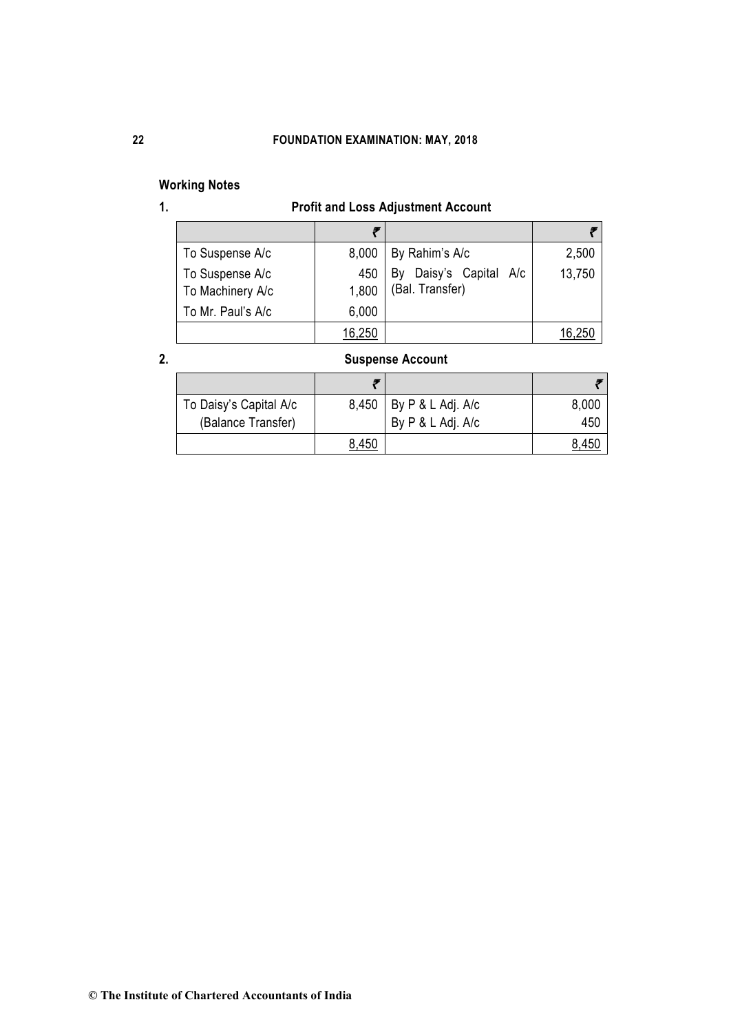**Working Notes**

1. **Profit and Loss Adjustment Account**

| | ₹ | | ₹ |
|---|---|---|---|
| To Suspense A/c | 8,000 | By Rahim's A/c | 2,500 |
| To Suspense A/c | 450 | By Daisy's Capital A/c (Bal. Transfer) | 13,750 |
| To Machinery A/c | 1,800 | | |
| To Mr. Paul's A/c | 6,000 | | |
| | 16,250 | | 16,250 |

2. **Suspense Account**

| | ₹ | | ₹ |
|---|---|---|---|
| To Daisy's Capital A/c (Balance Transfer) | 8,450 | By P & L Adj. A/c | 8,000 |
| | | By P & L Adj. A/c | 450 |
| | 8,450 | | 8,450 |

© The Institute of Chartered Accountants of India